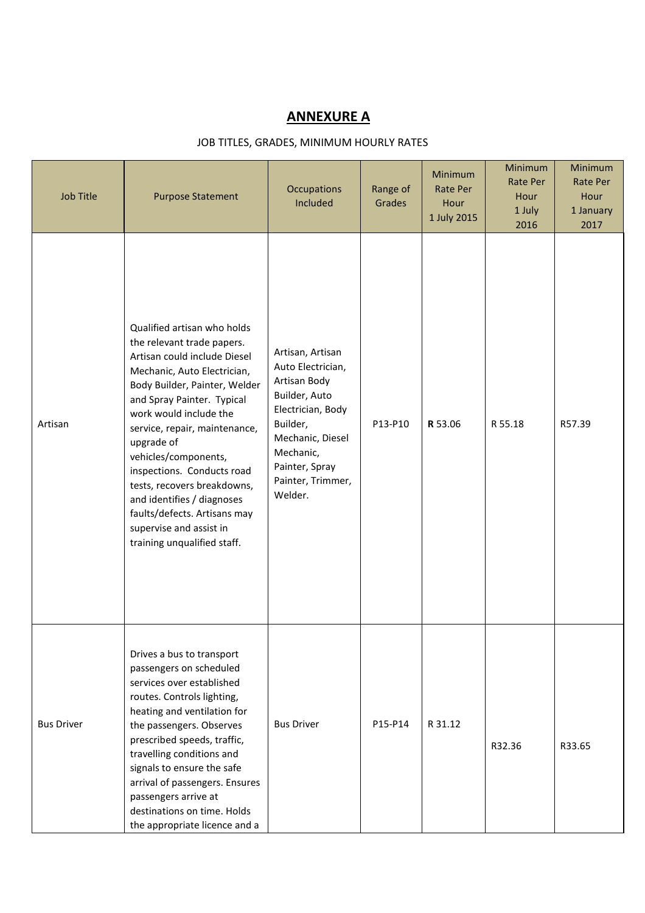# ANNEXURE A

JOB TITLES, GRADES, MINIMUM HOURLY RATES

| Job Title | Purpose Statement | Occupations Included | Range of Grades | Minimum Rate Per Hour 1 July 2015 | Minimum Rate Per Hour 1 July 2016 | Minimum Rate Per Hour 1 January 2017 |
|---|---|---|---|---|---|---|
| Artisan | Qualified artisan who holds the relevant trade papers. Artisan could include Diesel Mechanic, Auto Electrician, Body Builder, Painter, Welder and Spray Painter. Typical work would include the service, repair, maintenance, upgrade of vehicles/components, inspections. Conducts road tests, recovers breakdowns, and identifies / diagnoses faults/defects. Artisans may supervise and assist in training unqualified staff. | Artisan, Artisan Auto Electrician, Artisan Body Builder, Auto Electrician, Body Builder, Mechanic, Diesel Mechanic, Painter, Spray Painter, Trimmer, Welder. | P13-P10 | **R** 53.06 | R 55.18 | R57.39 |
| Bus Driver | Drives a bus to transport passengers on scheduled services over established routes. Controls lighting, heating and ventilation for the passengers. Observes prescribed speeds, traffic, travelling conditions and signals to ensure the safe arrival of passengers. Ensures passengers arrive at destinations on time. Holds the appropriate licence and a | Bus Driver | P15-P14 | R 31.12 | R32.36 | R33.65 |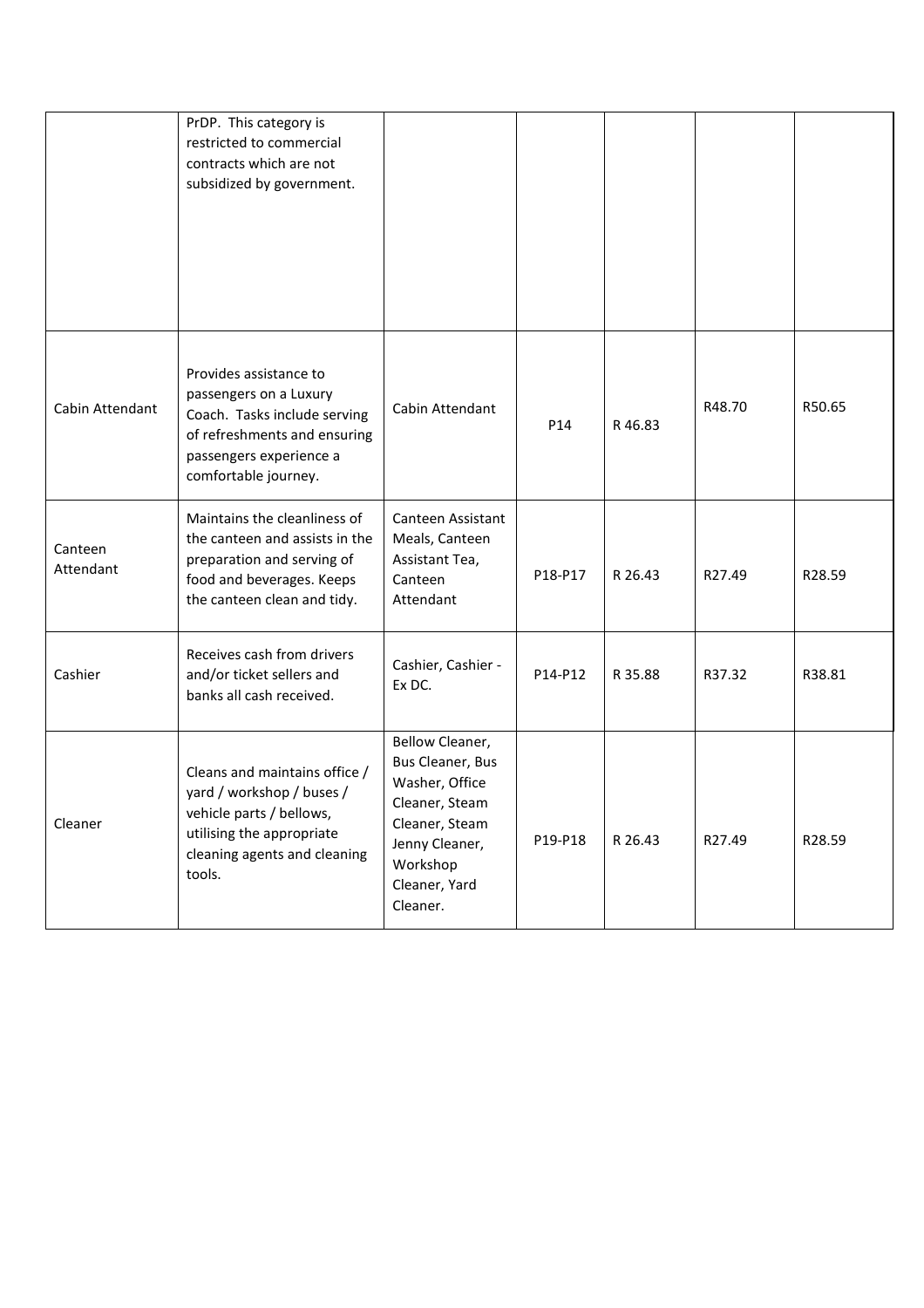| | | | | | | |
|---|---|---|---|---|---|---|
| | PrDP. This category is restricted to commercial contracts which are not subsidized by government. | | | | | |
| Cabin Attendant | Provides assistance to passengers on a Luxury Coach. Tasks include serving of refreshments and ensuring passengers experience a comfortable journey. | Cabin Attendant | P14 | R 46.83 | R48.70 | R50.65 |
| Canteen Attendant | Maintains the cleanliness of the canteen and assists in the preparation and serving of food and beverages. Keeps the canteen clean and tidy. | Canteen Assistant Meals, Canteen Assistant Tea, Canteen Attendant | P18-P17 | R 26.43 | R27.49 | R28.59 |
| Cashier | Receives cash from drivers and/or ticket sellers and banks all cash received. | Cashier, Cashier - Ex DC. | P14-P12 | R 35.88 | R37.32 | R38.81 |
| Cleaner | Cleans and maintains office / yard / workshop / buses / vehicle parts / bellows, utilising the appropriate cleaning agents and cleaning tools. | Bellow Cleaner, Bus Cleaner, Bus Washer, Office Cleaner, Steam Cleaner, Steam Jenny Cleaner, Workshop Cleaner, Yard Cleaner. | P19-P18 | R 26.43 | R27.49 | R28.59 |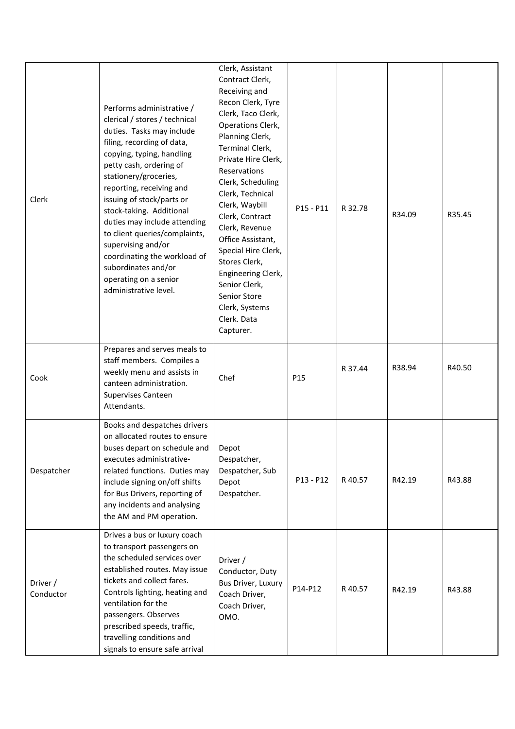| Clerk | Performs administrative / clerical / stores / technical duties. Tasks may include filing, recording of data, copying, typing, handling petty cash, ordering of stationery/groceries, reporting, receiving and issuing of stock/parts or stock-taking. Additional duties may include attending to client queries/complaints, supervising and/or coordinating the workload of subordinates and/or operating on a senior administrative level. | Clerk, Assistant Contract Clerk, Receiving and Recon Clerk, Tyre Clerk, Taco Clerk, Operations Clerk, Planning Clerk, Terminal Clerk, Private Hire Clerk, Reservations Clerk, Scheduling Clerk, Technical Clerk, Waybill Clerk, Contract Clerk, Revenue Office Assistant, Special Hire Clerk, Stores Clerk, Engineering Clerk, Senior Clerk, Senior Store Clerk, Systems Clerk. Data Capturer. | P15 - P11 | R 32.78 | R34.09 | R35.45 |
|---|---|---|---|---|---|---|
| Cook | Prepares and serves meals to staff members. Compiles a weekly menu and assists in canteen administration. Supervises Canteen Attendants. | Chef | P15 | R 37.44 | R38.94 | R40.50 |
| Despatcher | Books and despatches drivers on allocated routes to ensure buses depart on schedule and executes administrative-related functions. Duties may include signing on/off shifts for Bus Drivers, reporting of any incidents and analysing the AM and PM operation. | Depot Despatcher, Despatcher, Sub Depot Despatcher. | P13 - P12 | R 40.57 | R42.19 | R43.88 |
| Driver / Conductor | Drives a bus or luxury coach to transport passengers on the scheduled services over established routes. May issue tickets and collect fares. Controls lighting, heating and ventilation for the passengers. Observes prescribed speeds, traffic, travelling conditions and signals to ensure safe arrival | Driver / Conductor, Duty Bus Driver, Luxury Coach Driver, Coach Driver, OMO. | P14-P12 | R 40.57 | R42.19 | R43.88 |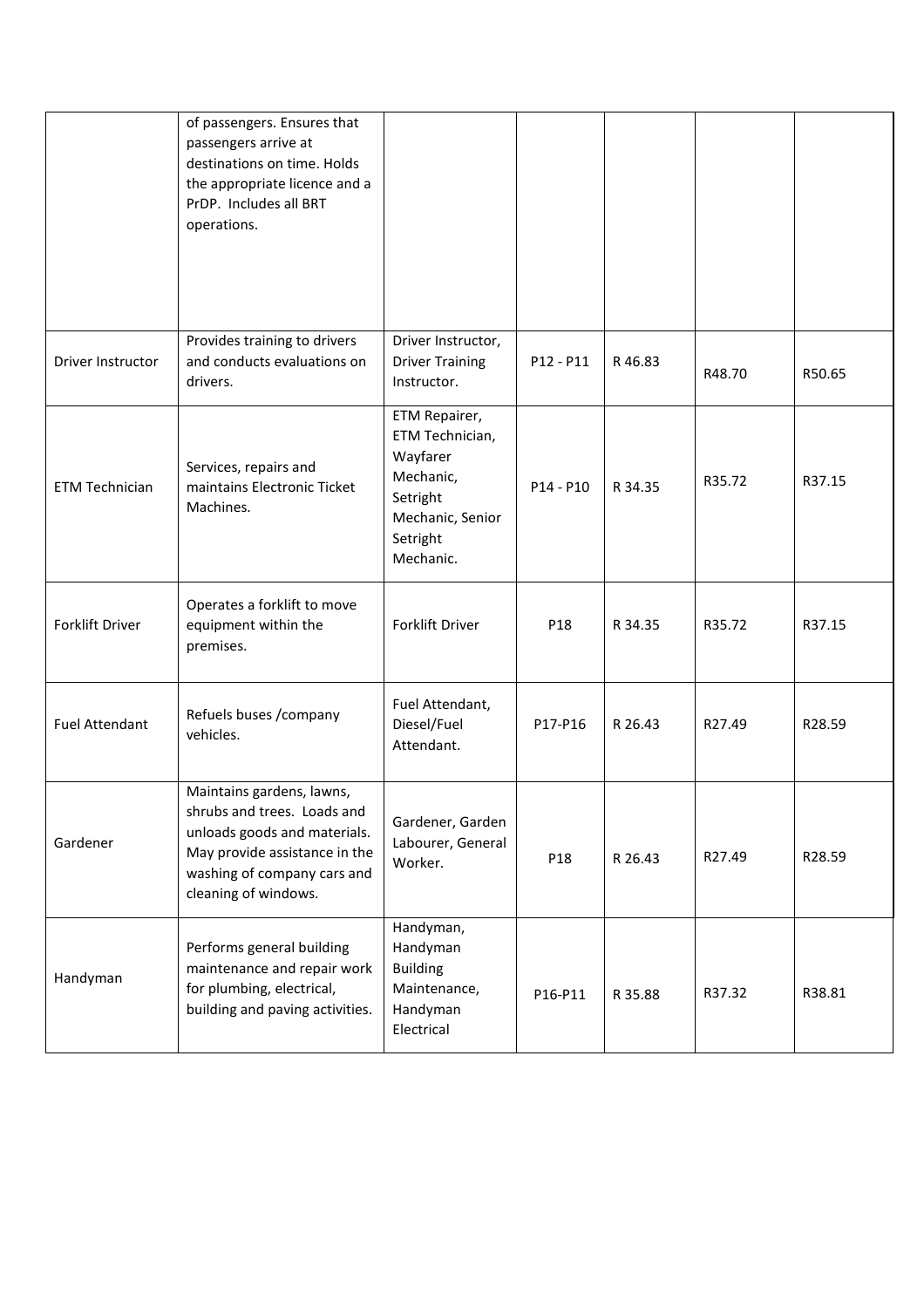| | | | | | | |
|---|---|---|---|---|---|---|
| | of passengers. Ensures that passengers arrive at destinations on time. Holds the appropriate licence and a PrDP. Includes all BRT operations. | | | | | |
| Driver Instructor | Provides training to drivers and conducts evaluations on drivers. | Driver Instructor, Driver Training Instructor. | P12 - P11 | R 46.83 | R48.70 | R50.65 |
| ETM Technician | Services, repairs and maintains Electronic Ticket Machines. | ETM Repairer, ETM Technician, Wayfarer Mechanic, Setright Mechanic, Senior Setright Mechanic. | P14 - P10 | R 34.35 | R35.72 | R37.15 |
| Forklift Driver | Operates a forklift to move equipment within the premises. | Forklift Driver | P18 | R 34.35 | R35.72 | R37.15 |
| Fuel Attendant | Refuels buses /company vehicles. | Fuel Attendant, Diesel/Fuel Attendant. | P17-P16 | R 26.43 | R27.49 | R28.59 |
| Gardener | Maintains gardens, lawns, shrubs and trees. Loads and unloads goods and materials. May provide assistance in the washing of company cars and cleaning of windows. | Gardener, Garden Labourer, General Worker. | P18 | R 26.43 | R27.49 | R28.59 |
| Handyman | Performs general building maintenance and repair work for plumbing, electrical, building and paving activities. | Handyman, Handyman Building Maintenance, Handyman Electrical | P16-P11 | R 35.88 | R37.32 | R38.81 |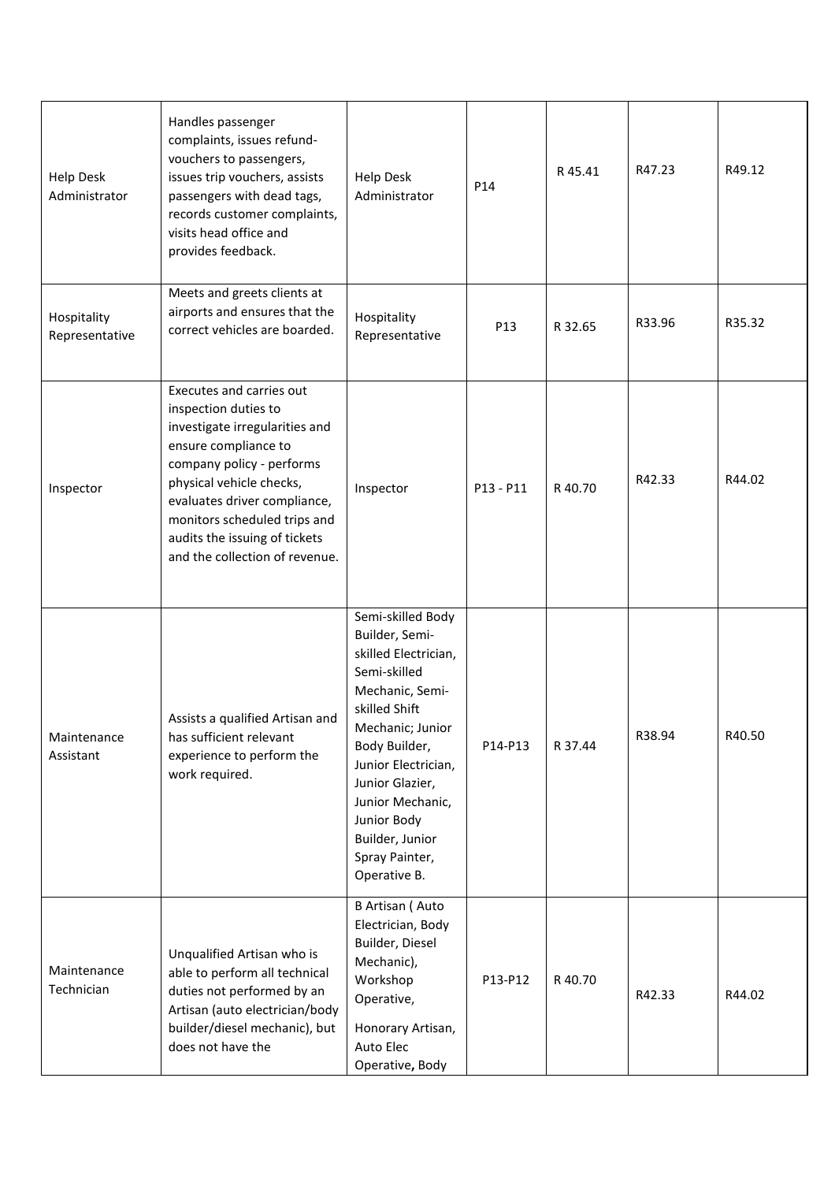| | | | | | | |
|---|---|---|---|---|---|---|
| Help Desk Administrator | Handles passenger complaints, issues refund-vouchers to passengers, issues trip vouchers, assists passengers with dead tags, records customer complaints, visits head office and provides feedback. | Help Desk Administrator | P14 | R 45.41 | R47.23 | R49.12 |
| Hospitality Representative | Meets and greets clients at airports and ensures that the correct vehicles are boarded. | Hospitality Representative | P13 | R 32.65 | R33.96 | R35.32 |
| Inspector | Executes and carries out inspection duties to investigate irregularities and ensure compliance to company policy - performs physical vehicle checks, evaluates driver compliance, monitors scheduled trips and audits the issuing of tickets and the collection of revenue. | Inspector | P13 - P11 | R 40.70 | R42.33 | R44.02 |
| Maintenance Assistant | Assists a qualified Artisan and has sufficient relevant experience to perform the work required. | Semi-skilled Body Builder, Semi-skilled Electrician, Semi-skilled Mechanic, Semi-skilled Shift Mechanic; Junior Body Builder, Junior Electrician, Junior Glazier, Junior Mechanic, Junior Body Builder, Junior Spray Painter, Operative B. | P14-P13 | R 37.44 | R38.94 | R40.50 |
| Maintenance Technician | Unqualified Artisan who is able to perform all technical duties not performed by an Artisan (auto electrician/body builder/diesel mechanic), but does not have the | B Artisan ( Auto Electrician, Body Builder, Diesel Mechanic), Workshop Operative, Honorary Artisan, Auto Elec Operative**,** Body | P13-P12 | R 40.70 | R42.33 | R44.02 |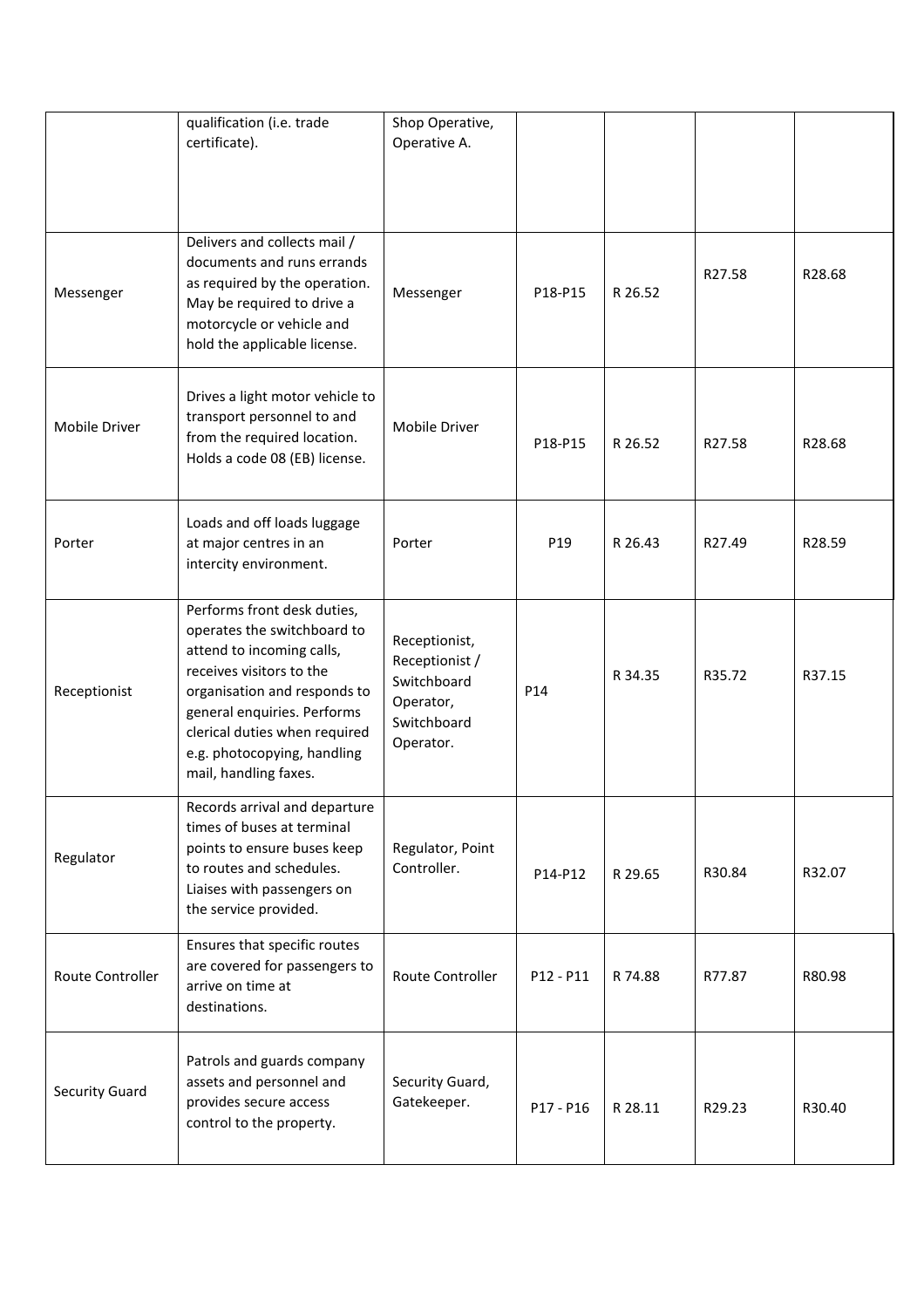| | | | | | | |
|---|---|---|---|---|---|---|
| | qualification (i.e. trade certificate). | Shop Operative, Operative A. | | | | |
| Messenger | Delivers and collects mail / documents and runs errands as required by the operation. May be required to drive a motorcycle or vehicle and hold the applicable license. | Messenger | P18-P15 | R 26.52 | R27.58 | R28.68 |
| Mobile Driver | Drives a light motor vehicle to transport personnel to and from the required location. Holds a code 08 (EB) license. | Mobile Driver | P18-P15 | R 26.52 | R27.58 | R28.68 |
| Porter | Loads and off loads luggage at major centres in an intercity environment. | Porter | P19 | R 26.43 | R27.49 | R28.59 |
| Receptionist | Performs front desk duties, operates the switchboard to attend to incoming calls, receives visitors to the organisation and responds to general enquiries. Performs clerical duties when required e.g. photocopying, handling mail, handling faxes. | Receptionist, Receptionist / Switchboard Operator, Switchboard Operator. | P14 | R 34.35 | R35.72 | R37.15 |
| Regulator | Records arrival and departure times of buses at terminal points to ensure buses keep to routes and schedules. Liaises with passengers on the service provided. | Regulator, Point Controller. | P14-P12 | R 29.65 | R30.84 | R32.07 |
| Route Controller | Ensures that specific routes are covered for passengers to arrive on time at destinations. | Route Controller | P12 - P11 | R 74.88 | R77.87 | R80.98 |
| Security Guard | Patrols and guards company assets and personnel and provides secure access control to the property. | Security Guard, Gatekeeper. | P17 - P16 | R 28.11 | R29.23 | R30.40 |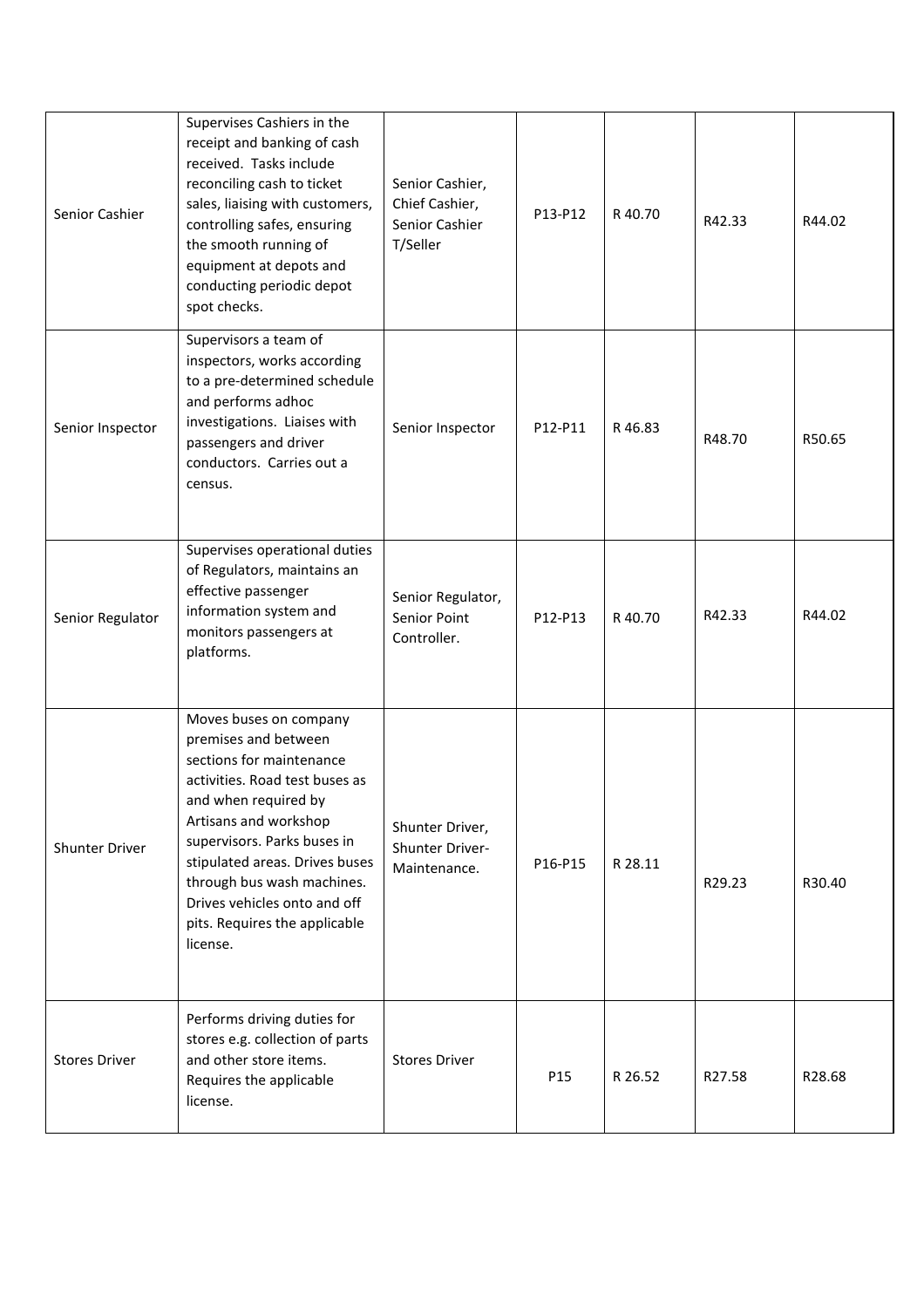| Senior Cashier | Supervises Cashiers in the receipt and banking of cash received. Tasks include reconciling cash to ticket sales, liaising with customers, controlling safes, ensuring the smooth running of equipment at depots and conducting periodic depot spot checks. | Senior Cashier, Chief Cashier, Senior Cashier T/Seller | P13-P12 | R 40.70 | R42.33 | R44.02 |
|---|---|---|---|---|---|---|
| Senior Inspector | Supervisors a team of inspectors, works according to a pre-determined schedule and performs adhoc investigations. Liaises with passengers and driver conductors. Carries out a census. | Senior Inspector | P12-P11 | R 46.83 | R48.70 | R50.65 |
| Senior Regulator | Supervises operational duties of Regulators, maintains an effective passenger information system and monitors passengers at platforms. | Senior Regulator, Senior Point Controller. | P12-P13 | R 40.70 | R42.33 | R44.02 |
| Shunter Driver | Moves buses on company premises and between sections for maintenance activities. Road test buses as and when required by Artisans and workshop supervisors. Parks buses in stipulated areas. Drives buses through bus wash machines. Drives vehicles onto and off pits. Requires the applicable license. | Shunter Driver, Shunter Driver-Maintenance. | P16-P15 | R 28.11 | R29.23 | R30.40 |
| Stores Driver | Performs driving duties for stores e.g. collection of parts and other store items. Requires the applicable license. | Stores Driver | P15 | R 26.52 | R27.58 | R28.68 |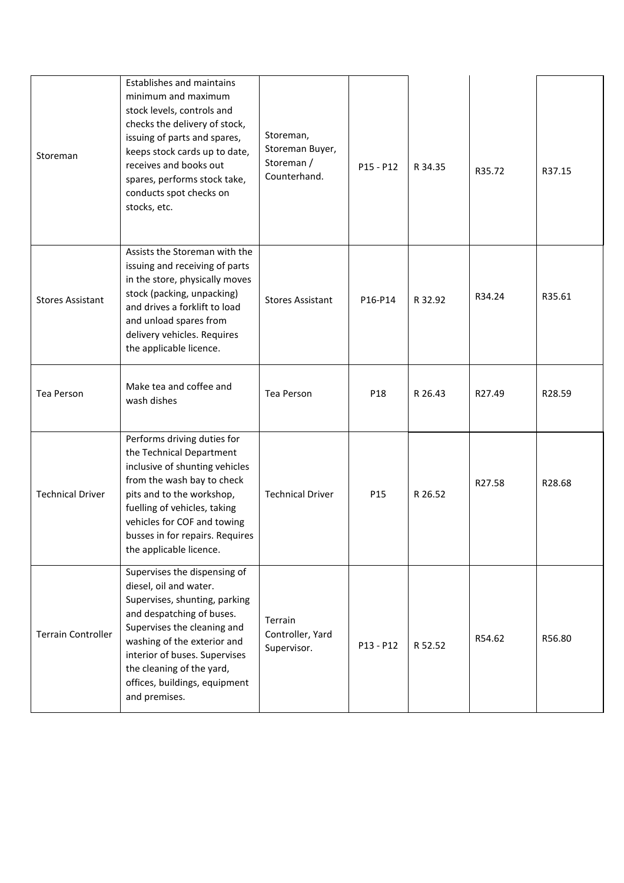| | | | | | | |
|---|---|---|---|---|---|---|
| Storeman | Establishes and maintains minimum and maximum stock levels, controls and checks the delivery of stock, issuing of parts and spares, keeps stock cards up to date, receives and books out spares, performs stock take, conducts spot checks on stocks, etc. | Storeman, Storeman Buyer, Storeman / Counterhand. | P15 - P12 | R 34.35 | R35.72 | R37.15 |
| Stores Assistant | Assists the Storeman with the issuing and receiving of parts in the store, physically moves stock (packing, unpacking) and drives a forklift to load and unload spares from delivery vehicles. Requires the applicable licence. | Stores Assistant | P16-P14 | R 32.92 | R34.24 | R35.61 |
| Tea Person | Make tea and coffee and wash dishes | Tea Person | P18 | R 26.43 | R27.49 | R28.59 |
| Technical Driver | Performs driving duties for the Technical Department inclusive of shunting vehicles from the wash bay to check pits and to the workshop, fuelling of vehicles, taking vehicles for COF and towing busses in for repairs. Requires the applicable licence. | Technical Driver | P15 | R 26.52 | R27.58 | R28.68 |
| Terrain Controller | Supervises the dispensing of diesel, oil and water. Supervises, shunting, parking and despatching of buses. Supervises the cleaning and washing of the exterior and interior of buses. Supervises the cleaning of the yard, offices, buildings, equipment and premises. | Terrain Controller, Yard Supervisor. | P13 - P12 | R 52.52 | R54.62 | R56.80 |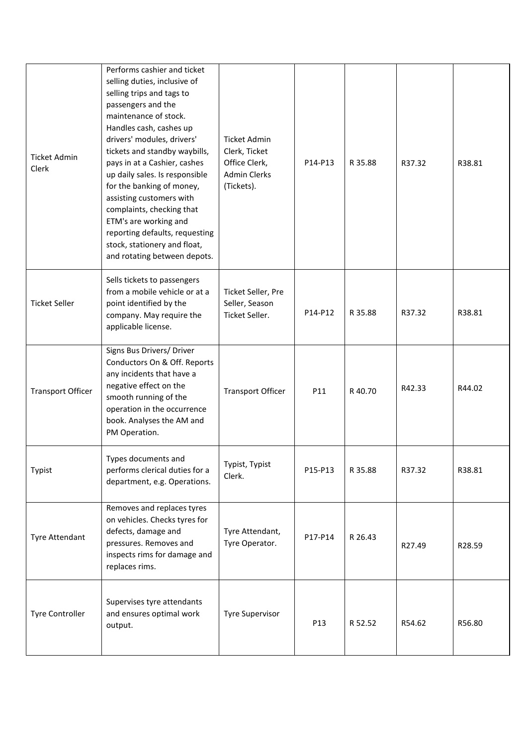| | | | | | | |
|---|---|---|---|---|---|---|
| Ticket Admin Clerk | Performs cashier and ticket selling duties, inclusive of selling trips and tags to passengers and the maintenance of stock. Handles cash, cashes up drivers' modules, drivers' tickets and standby waybills, pays in at a Cashier, cashes up daily sales. Is responsible for the banking of money, assisting customers with complaints, checking that ETM's are working and reporting defaults, requesting stock, stationery and float, and rotating between depots. | Ticket Admin Clerk, Ticket Office Clerk, Admin Clerks (Tickets). | P14-P13 | R 35.88 | R37.32 | R38.81 |
| Ticket Seller | Sells tickets to passengers from a mobile vehicle or at a point identified by the company. May require the applicable license. | Ticket Seller, Pre Seller, Season Ticket Seller. | P14-P12 | R 35.88 | R37.32 | R38.81 |
| Transport Officer | Signs Bus Drivers/ Driver Conductors On & Off. Reports any incidents that have a negative effect on the smooth running of the operation in the occurrence book. Analyses the AM and PM Operation. | Transport Officer | P11 | R 40.70 | R42.33 | R44.02 |
| Typist | Types documents and performs clerical duties for a department, e.g. Operations. | Typist, Typist Clerk. | P15-P13 | R 35.88 | R37.32 | R38.81 |
| Tyre Attendant | Removes and replaces tyres on vehicles. Checks tyres for defects, damage and pressures. Removes and inspects rims for damage and replaces rims. | Tyre Attendant, Tyre Operator. | P17-P14 | R 26.43 | R27.49 | R28.59 |
| Tyre Controller | Supervises tyre attendants and ensures optimal work output. | Tyre Supervisor | P13 | R 52.52 | R54.62 | R56.80 |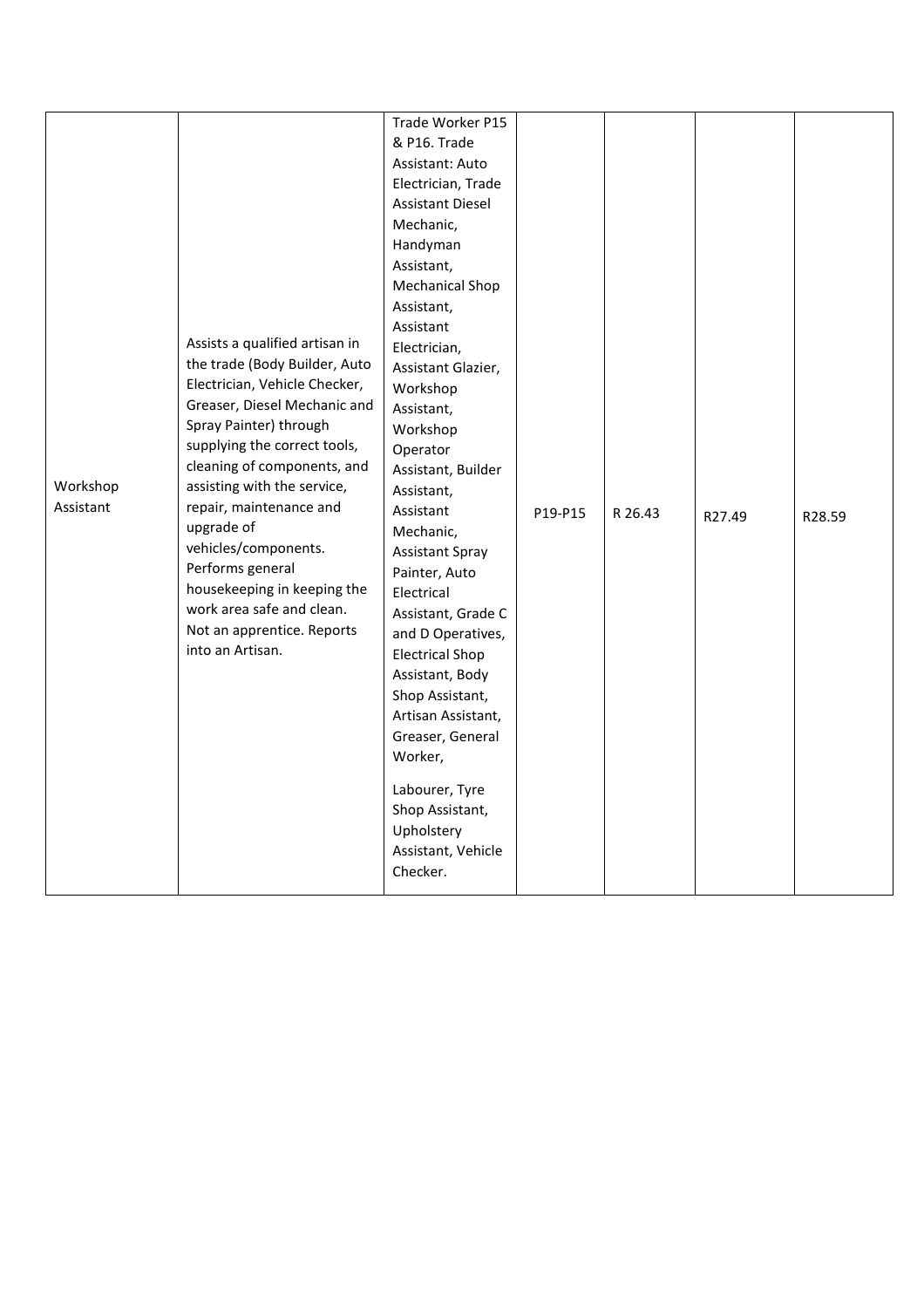| | | | | | | |
|---|---|---|---|---|---|---|
| Workshop Assistant | Assists a qualified artisan in the trade (Body Builder, Auto Electrician, Vehicle Checker, Greaser, Diesel Mechanic and Spray Painter) through supplying the correct tools, cleaning of components, and assisting with the service, repair, maintenance and upgrade of vehicles/components. Performs general housekeeping in keeping the work area safe and clean. Not an apprentice. Reports into an Artisan. | Trade Worker P15 & P16. Trade Assistant: Auto Electrician, Trade Assistant Diesel Mechanic, Handyman Assistant, Mechanical Shop Assistant, Assistant Electrician, Assistant Glazier, Workshop Assistant, Workshop Operator Assistant, Builder Assistant, Assistant Mechanic, Assistant Spray Painter, Auto Electrical Assistant, Grade C and D Operatives, Electrical Shop Assistant, Body Shop Assistant, Artisan Assistant, Greaser, General Worker, Labourer, Tyre Shop Assistant, Upholstery Assistant, Vehicle Checker. | P19-P15 | R 26.43 | R27.49 | R28.59 |